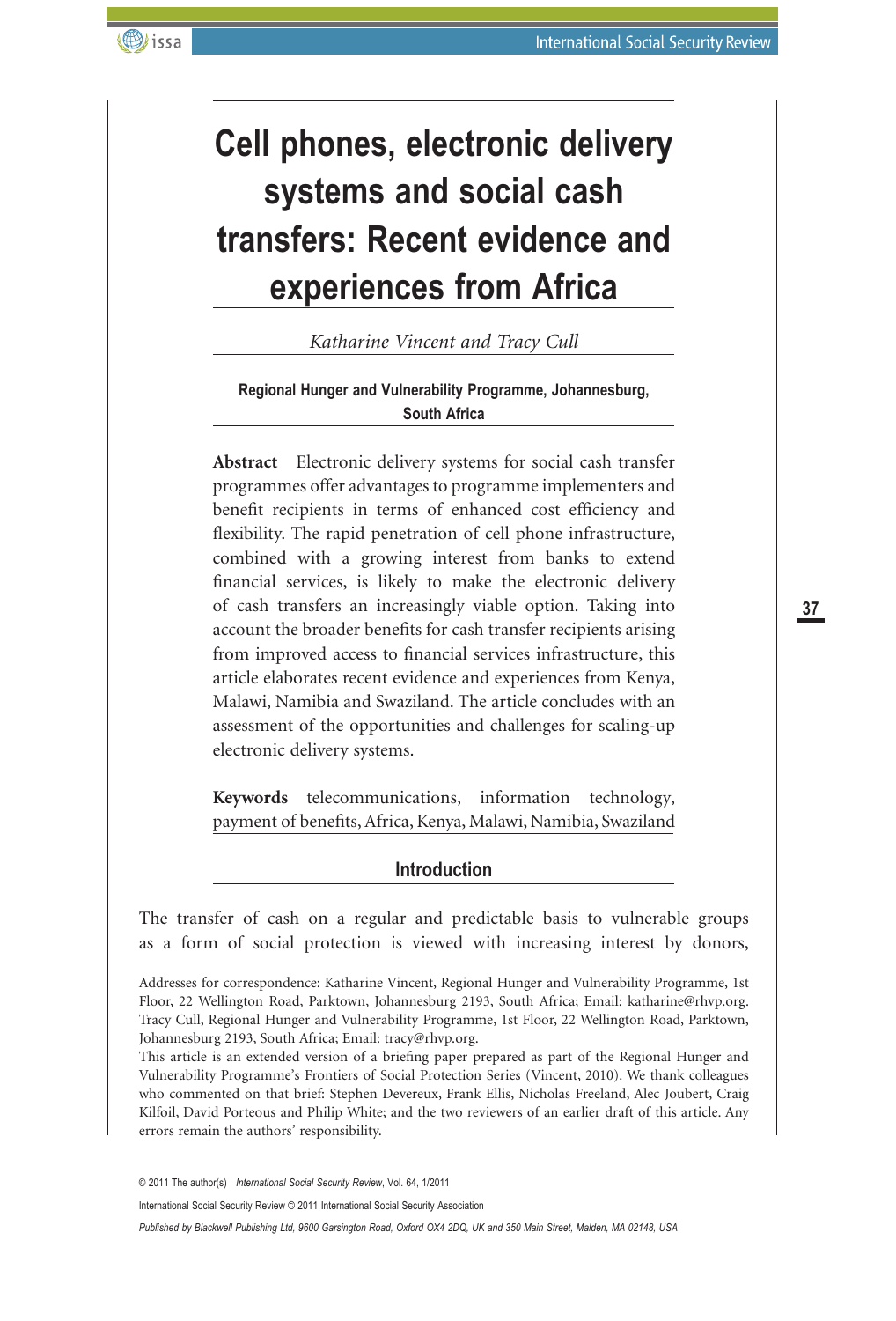# Cell phones, electronic delivery systems and social cash transfers: Recent evidence and experiences from Africa

*Katharine Vincent and Tracy Cull*

**Regional Hunger and Vulnerability Programme, Johannesburg, South Africa**

**Abstract** Electronic delivery systems for social cash transfer programmes offer advantages to programme implementers and benefit recipients in terms of enhanced cost efficiency and flexibility. The rapid penetration of cell phone infrastructure, combined with a growing interest from banks to extend financial services, is likely to make the electronic delivery of cash transfers an increasingly viable option. Taking into account the broader benefits for cash transfer recipients arising from improved access to financial services infrastructure, this article elaborates recent evidence and experiences from Kenya, Malawi, Namibia and Swaziland. The article concludes with an assessment of the opportunities and challenges for scaling-up electronic delivery systems.

**Keywords** telecommunications, information technology, payment of benefits, Africa, Kenya, Malawi, Namibia, Swaziland

## Introduction

The transfer of cash on a regular and predictable basis to vulnerable groups as a form of social protection is viewed with increasing interest by donors,

Addresses for correspondence: Katharine Vincent, Regional Hunger and Vulnerability Programme, 1st Floor, 22 Wellington Road, Parktown, Johannesburg 2193, South Africa; Email: katharine@rhvp.org. Tracy Cull, Regional Hunger and Vulnerability Programme, 1st Floor, 22 Wellington Road, Parktown, Johannesburg 2193, South Africa; Email: tracy@rhvp.org.

This article is an extended version of a briefing paper prepared as part of the Regional Hunger and Vulnerability Programme's Frontiers of Social Protection Series (Vincent, 2010). We thank colleagues who commented on that brief: Stephen Devereux, Frank Ellis, Nicholas Freeland, Alec Joubert, Craig Kilfoil, David Porteous and Philip White; and the two reviewers of an earlier draft of this article. Any errors remain the authors' responsibility.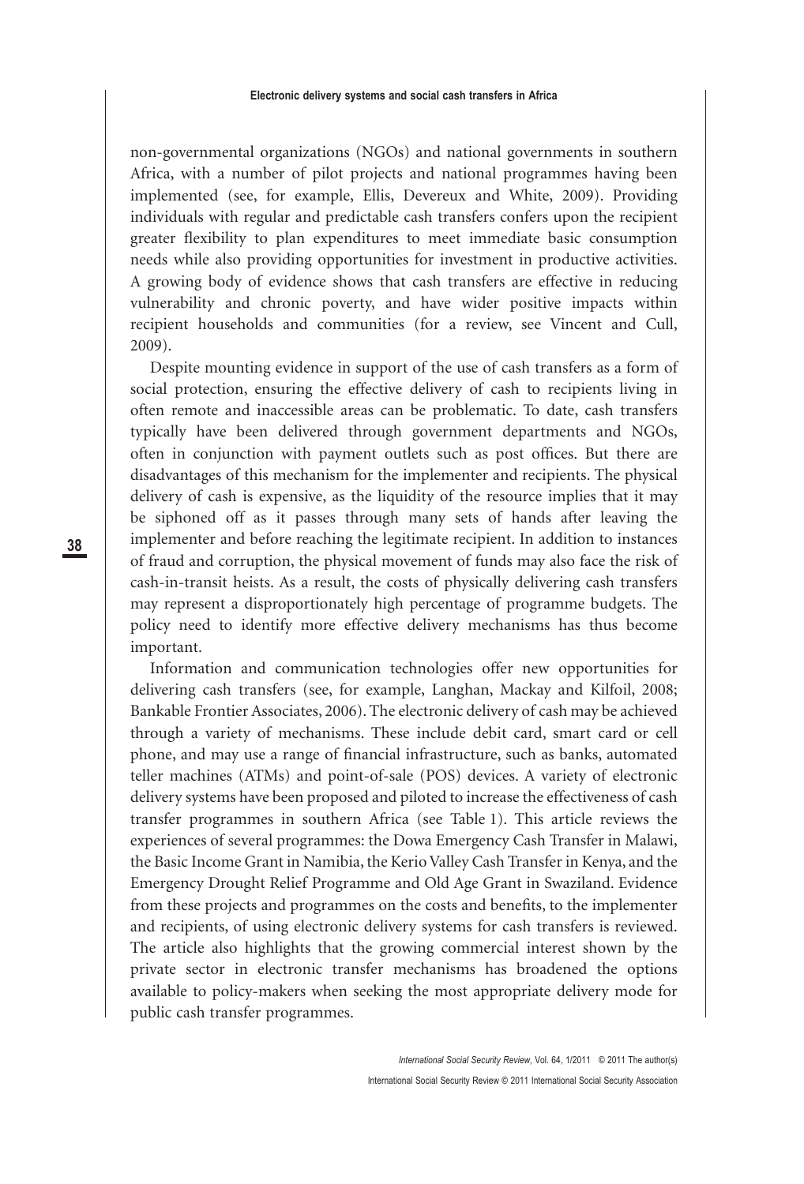non-governmental organizations (NGOs) and national governments in southern Africa, with a number of pilot projects and national programmes having been implemented (see, for example, Ellis, Devereux and White, 2009). Providing individuals with regular and predictable cash transfers confers upon the recipient greater flexibility to plan expenditures to meet immediate basic consumption needs while also providing opportunities for investment in productive activities. A growing body of evidence shows that cash transfers are effective in reducing vulnerability and chronic poverty, and have wider positive impacts within recipient households and communities (for a review, see Vincent and Cull, 2009).

Despite mounting evidence in support of the use of cash transfers as a form of social protection, ensuring the effective delivery of cash to recipients living in often remote and inaccessible areas can be problematic. To date, cash transfers typically have been delivered through government departments and NGOs, often in conjunction with payment outlets such as post offices. But there are disadvantages of this mechanism for the implementer and recipients. The physical delivery of cash is expensive, as the liquidity of the resource implies that it may be siphoned off as it passes through many sets of hands after leaving the implementer and before reaching the legitimate recipient. In addition to instances of fraud and corruption, the physical movement of funds may also face the risk of cash-in-transit heists. As a result, the costs of physically delivering cash transfers may represent a disproportionately high percentage of programme budgets. The policy need to identify more effective delivery mechanisms has thus become important.

Information and communication technologies offer new opportunities for delivering cash transfers (see, for example, Langhan, Mackay and Kilfoil, 2008; Bankable Frontier Associates, 2006). The electronic delivery of cash may be achieved through a variety of mechanisms. These include debit card, smart card or cell phone, and may use a range of financial infrastructure, such as banks, automated teller machines (ATMs) and point-of-sale (POS) devices. A variety of electronic delivery systems have been proposed and piloted to increase the effectiveness of cash transfer programmes in southern Africa (see Table 1). This article reviews the experiences of several programmes: the Dowa Emergency Cash Transfer in Malawi, the Basic Income Grant in Namibia, the Kerio Valley Cash Transfer in Kenya, and the Emergency Drought Relief Programme and Old Age Grant in Swaziland. Evidence from these projects and programmes on the costs and benefits, to the implementer and recipients, of using electronic delivery systems for cash transfers is reviewed. The article also highlights that the growing commercial interest shown by the private sector in electronic transfer mechanisms has broadened the options available to policy-makers when seeking the most appropriate delivery mode for public cash transfer programmes.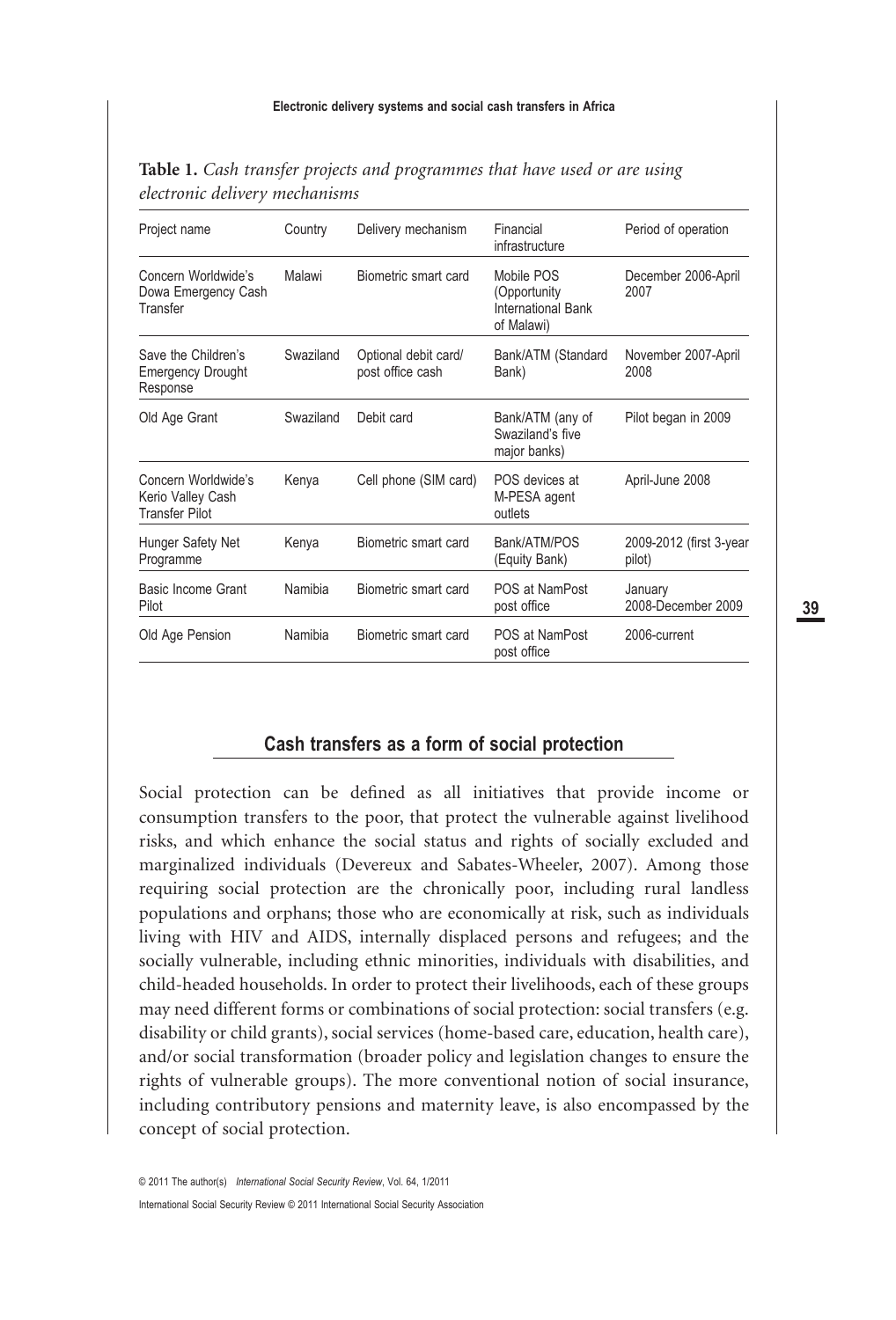**Table 1.** *Cash transfer projects and programmes that have used or are using electronic delivery mechanisms*

| Project name | Country | Delivery mechanism | Financial infrastructure | Period of operation |
|---|---|---|---|---|
| Concern Worldwide's Dowa Emergency Cash Transfer | Malawi | Biometric smart card | Mobile POS (Opportunity International Bank of Malawi) | December 2006-April 2007 |
| Save the Children's Emergency Drought Response | Swaziland | Optional debit card/ post office cash | Bank/ATM (Standard Bank) | November 2007-April 2008 |
| Old Age Grant | Swaziland | Debit card | Bank/ATM (any of Swaziland's five major banks) | Pilot began in 2009 |
| Concern Worldwide's Kerio Valley Cash Transfer Pilot | Kenya | Cell phone (SIM card) | POS devices at M-PESA agent outlets | April-June 2008 |
| Hunger Safety Net Programme | Kenya | Biometric smart card | Bank/ATM/POS (Equity Bank) | 2009-2012 (first 3-year pilot) |
| Basic Income Grant Pilot | Namibia | Biometric smart card | POS at NamPost post office | January 2008-December 2009 |
| Old Age Pension | Namibia | Biometric smart card | POS at NamPost post office | 2006-current |

## Cash transfers as a form of social protection

Social protection can be defined as all initiatives that provide income or consumption transfers to the poor, that protect the vulnerable against livelihood risks, and which enhance the social status and rights of socially excluded and marginalized individuals (Devereux and Sabates-Wheeler, 2007). Among those requiring social protection are the chronically poor, including rural landless populations and orphans; those who are economically at risk, such as individuals living with HIV and AIDS, internally displaced persons and refugees; and the socially vulnerable, including ethnic minorities, individuals with disabilities, and child-headed households. In order to protect their livelihoods, each of these groups may need different forms or combinations of social protection: social transfers (e.g. disability or child grants), social services (home-based care, education, health care), and/or social transformation (broader policy and legislation changes to ensure the rights of vulnerable groups). The more conventional notion of social insurance, including contributory pensions and maternity leave, is also encompassed by the concept of social protection.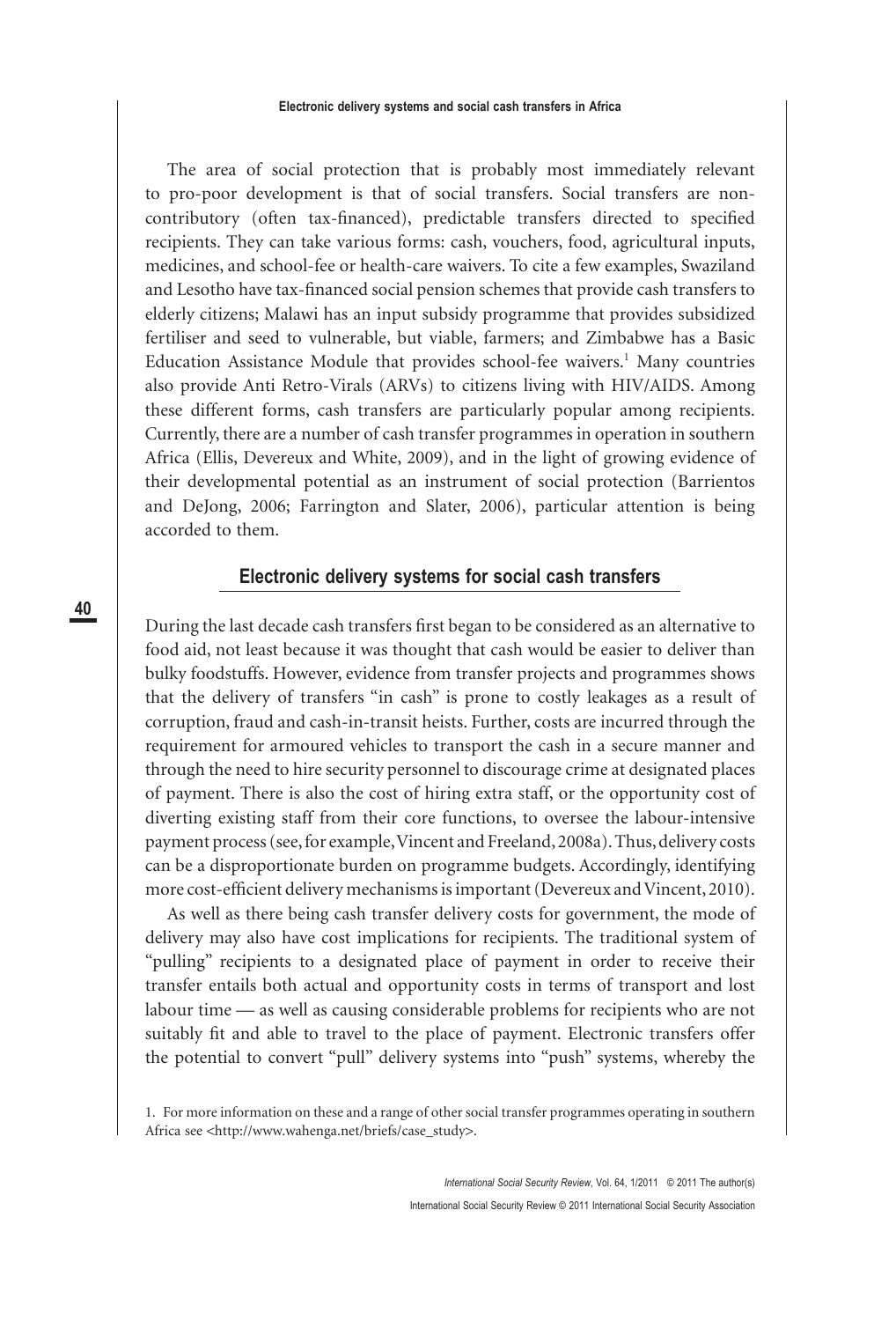The area of social protection that is probably most immediately relevant to pro-poor development is that of social transfers. Social transfers are non-contributory (often tax-financed), predictable transfers directed to specified recipients. They can take various forms: cash, vouchers, food, agricultural inputs, medicines, and school-fee or health-care waivers. To cite a few examples, Swaziland and Lesotho have tax-financed social pension schemes that provide cash transfers to elderly citizens; Malawi has an input subsidy programme that provides subsidized fertiliser and seed to vulnerable, but viable, farmers; and Zimbabwe has a Basic Education Assistance Module that provides school-fee waivers.[1] Many countries also provide Anti Retro-Virals (ARVs) to citizens living with HIV/AIDS. Among these different forms, cash transfers are particularly popular among recipients. Currently, there are a number of cash transfer programmes in operation in southern Africa (Ellis, Devereux and White, 2009), and in the light of growing evidence of their developmental potential as an instrument of social protection (Barrientos and DeJong, 2006; Farrington and Slater, 2006), particular attention is being accorded to them.

## Electronic delivery systems for social cash transfers

During the last decade cash transfers first began to be considered as an alternative to food aid, not least because it was thought that cash would be easier to deliver than bulky foodstuffs. However, evidence from transfer projects and programmes shows that the delivery of transfers "in cash" is prone to costly leakages as a result of corruption, fraud and cash-in-transit heists. Further, costs are incurred through the requirement for armoured vehicles to transport the cash in a secure manner and through the need to hire security personnel to discourage crime at designated places of payment. There is also the cost of hiring extra staff, or the opportunity cost of diverting existing staff from their core functions, to oversee the labour-intensive payment process (see, for example, Vincent and Freeland, 2008a). Thus, delivery costs can be a disproportionate burden on programme budgets. Accordingly, identifying more cost-efficient delivery mechanisms is important (Devereux and Vincent, 2010).

As well as there being cash transfer delivery costs for government, the mode of delivery may also have cost implications for recipients. The traditional system of "pulling" recipients to a designated place of payment in order to receive their transfer entails both actual and opportunity costs in terms of transport and lost labour time — as well as causing considerable problems for recipients who are not suitably fit and able to travel to the place of payment. Electronic transfers offer the potential to convert "pull" delivery systems into "push" systems, whereby the

1. For more information on these and a range of other social transfer programmes operating in southern Africa see <http://www.wahenga.net/briefs/case_study>.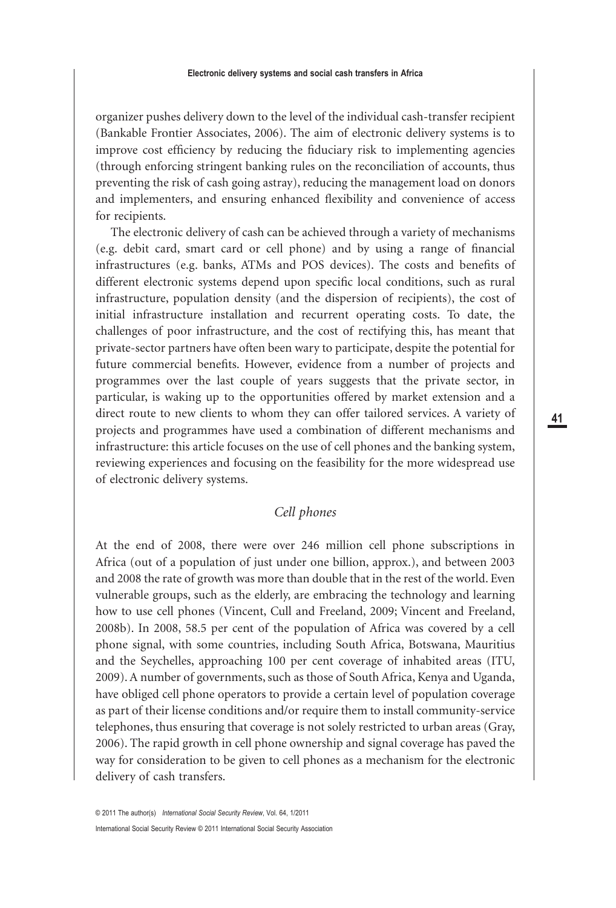organizer pushes delivery down to the level of the individual cash-transfer recipient (Bankable Frontier Associates, 2006). The aim of electronic delivery systems is to improve cost efficiency by reducing the fiduciary risk to implementing agencies (through enforcing stringent banking rules on the reconciliation of accounts, thus preventing the risk of cash going astray), reducing the management load on donors and implementers, and ensuring enhanced flexibility and convenience of access for recipients.

The electronic delivery of cash can be achieved through a variety of mechanisms (e.g. debit card, smart card or cell phone) and by using a range of financial infrastructures (e.g. banks, ATMs and POS devices). The costs and benefits of different electronic systems depend upon specific local conditions, such as rural infrastructure, population density (and the dispersion of recipients), the cost of initial infrastructure installation and recurrent operating costs. To date, the challenges of poor infrastructure, and the cost of rectifying this, has meant that private-sector partners have often been wary to participate, despite the potential for future commercial benefits. However, evidence from a number of projects and programmes over the last couple of years suggests that the private sector, in particular, is waking up to the opportunities offered by market extension and a direct route to new clients to whom they can offer tailored services. A variety of projects and programmes have used a combination of different mechanisms and infrastructure: this article focuses on the use of cell phones and the banking system, reviewing experiences and focusing on the feasibility for the more widespread use of electronic delivery systems.

## *Cell phones*

At the end of 2008, there were over 246 million cell phone subscriptions in Africa (out of a population of just under one billion, approx.), and between 2003 and 2008 the rate of growth was more than double that in the rest of the world. Even vulnerable groups, such as the elderly, are embracing the technology and learning how to use cell phones (Vincent, Cull and Freeland, 2009; Vincent and Freeland, 2008b). In 2008, 58.5 per cent of the population of Africa was covered by a cell phone signal, with some countries, including South Africa, Botswana, Mauritius and the Seychelles, approaching 100 per cent coverage of inhabited areas (ITU, 2009). A number of governments, such as those of South Africa, Kenya and Uganda, have obliged cell phone operators to provide a certain level of population coverage as part of their license conditions and/or require them to install community-service telephones, thus ensuring that coverage is not solely restricted to urban areas (Gray, 2006). The rapid growth in cell phone ownership and signal coverage has paved the way for consideration to be given to cell phones as a mechanism for the electronic delivery of cash transfers.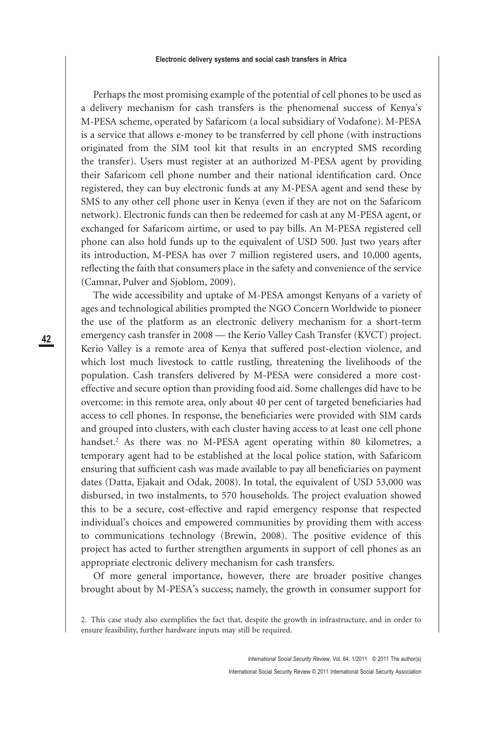Perhaps the most promising example of the potential of cell phones to be used as a delivery mechanism for cash transfers is the phenomenal success of Kenya's M-PESA scheme, operated by Safaricom (a local subsidiary of Vodafone). M-PESA is a service that allows e-money to be transferred by cell phone (with instructions originated from the SIM tool kit that results in an encrypted SMS recording the transfer). Users must register at an authorized M-PESA agent by providing their Safaricom cell phone number and their national identification card. Once registered, they can buy electronic funds at any M-PESA agent and send these by SMS to any other cell phone user in Kenya (even if they are not on the Safaricom network). Electronic funds can then be redeemed for cash at any M-PESA agent, or exchanged for Safaricom airtime, or used to pay bills. An M-PESA registered cell phone can also hold funds up to the equivalent of USD 500. Just two years after its introduction, M-PESA has over 7 million registered users, and 10,000 agents, reflecting the faith that consumers place in the safety and convenience of the service (Camnar, Pulver and Sjoblom, 2009).

The wide accessibility and uptake of M-PESA amongst Kenyans of a variety of ages and technological abilities prompted the NGO Concern Worldwide to pioneer the use of the platform as an electronic delivery mechanism for a short-term emergency cash transfer in 2008 — the Kerio Valley Cash Transfer (KVCT) project. Kerio Valley is a remote area of Kenya that suffered post-election violence, and which lost much livestock to cattle rustling, threatening the livelihoods of the population. Cash transfers delivered by M-PESA were considered a more cost-effective and secure option than providing food aid. Some challenges did have to be overcome: in this remote area, only about 40 per cent of targeted beneficiaries had access to cell phones. In response, the beneficiaries were provided with SIM cards and grouped into clusters, with each cluster having access to at least one cell phone handset.[2] As there was no M-PESA agent operating within 80 kilometres, a temporary agent had to be established at the local police station, with Safaricom ensuring that sufficient cash was made available to pay all beneficiaries on payment dates (Datta, Ejakait and Odak, 2008). In total, the equivalent of USD 53,000 was disbursed, in two instalments, to 570 households. The project evaluation showed this to be a secure, cost-effective and rapid emergency response that respected individual's choices and empowered communities by providing them with access to communications technology (Brewin, 2008). The positive evidence of this project has acted to further strengthen arguments in support of cell phones as an appropriate electronic delivery mechanism for cash transfers.

Of more general importance, however, there are broader positive changes brought about by M-PESA's success; namely, the growth in consumer support for

2. This case study also exemplifies the fact that, despite the growth in infrastructure, and in order to ensure feasibility, further hardware inputs may still be required.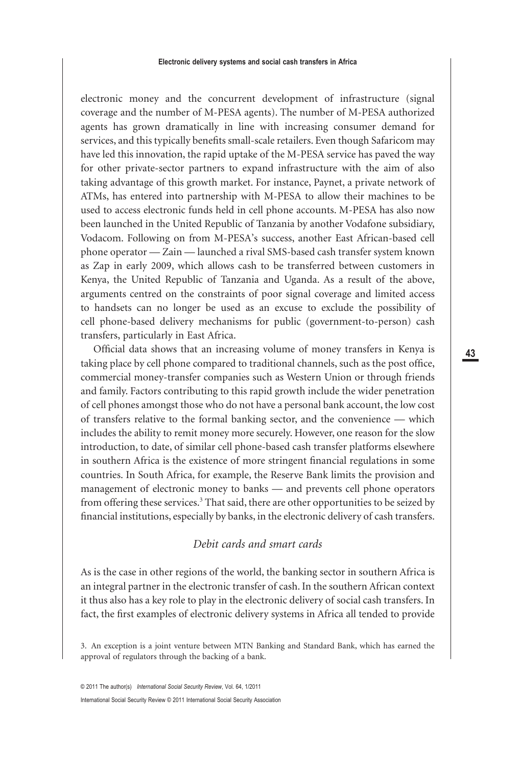electronic money and the concurrent development of infrastructure (signal coverage and the number of M-PESA agents). The number of M-PESA authorized agents has grown dramatically in line with increasing consumer demand for services, and this typically benefits small-scale retailers. Even though Safaricom may have led this innovation, the rapid uptake of the M-PESA service has paved the way for other private-sector partners to expand infrastructure with the aim of also taking advantage of this growth market. For instance, Paynet, a private network of ATMs, has entered into partnership with M-PESA to allow their machines to be used to access electronic funds held in cell phone accounts. M-PESA has also now been launched in the United Republic of Tanzania by another Vodafone subsidiary, Vodacom. Following on from M-PESA's success, another East African-based cell phone operator — Zain — launched a rival SMS-based cash transfer system known as Zap in early 2009, which allows cash to be transferred between customers in Kenya, the United Republic of Tanzania and Uganda. As a result of the above, arguments centred on the constraints of poor signal coverage and limited access to handsets can no longer be used as an excuse to exclude the possibility of cell phone-based delivery mechanisms for public (government-to-person) cash transfers, particularly in East Africa.

Official data shows that an increasing volume of money transfers in Kenya is taking place by cell phone compared to traditional channels, such as the post office, commercial money-transfer companies such as Western Union or through friends and family. Factors contributing to this rapid growth include the wider penetration of cell phones amongst those who do not have a personal bank account, the low cost of transfers relative to the formal banking sector, and the convenience — which includes the ability to remit money more securely. However, one reason for the slow introduction, to date, of similar cell phone-based cash transfer platforms elsewhere in southern Africa is the existence of more stringent financial regulations in some countries. In South Africa, for example, the Reserve Bank limits the provision and management of electronic money to banks — and prevents cell phone operators from offering these services.[3] That said, there are other opportunities to be seized by financial institutions, especially by banks, in the electronic delivery of cash transfers.

### *Debit cards and smart cards*

As is the case in other regions of the world, the banking sector in southern Africa is an integral partner in the electronic transfer of cash. In the southern African context it thus also has a key role to play in the electronic delivery of social cash transfers. In fact, the first examples of electronic delivery systems in Africa all tended to provide

3. An exception is a joint venture between MTN Banking and Standard Bank, which has earned the approval of regulators through the backing of a bank.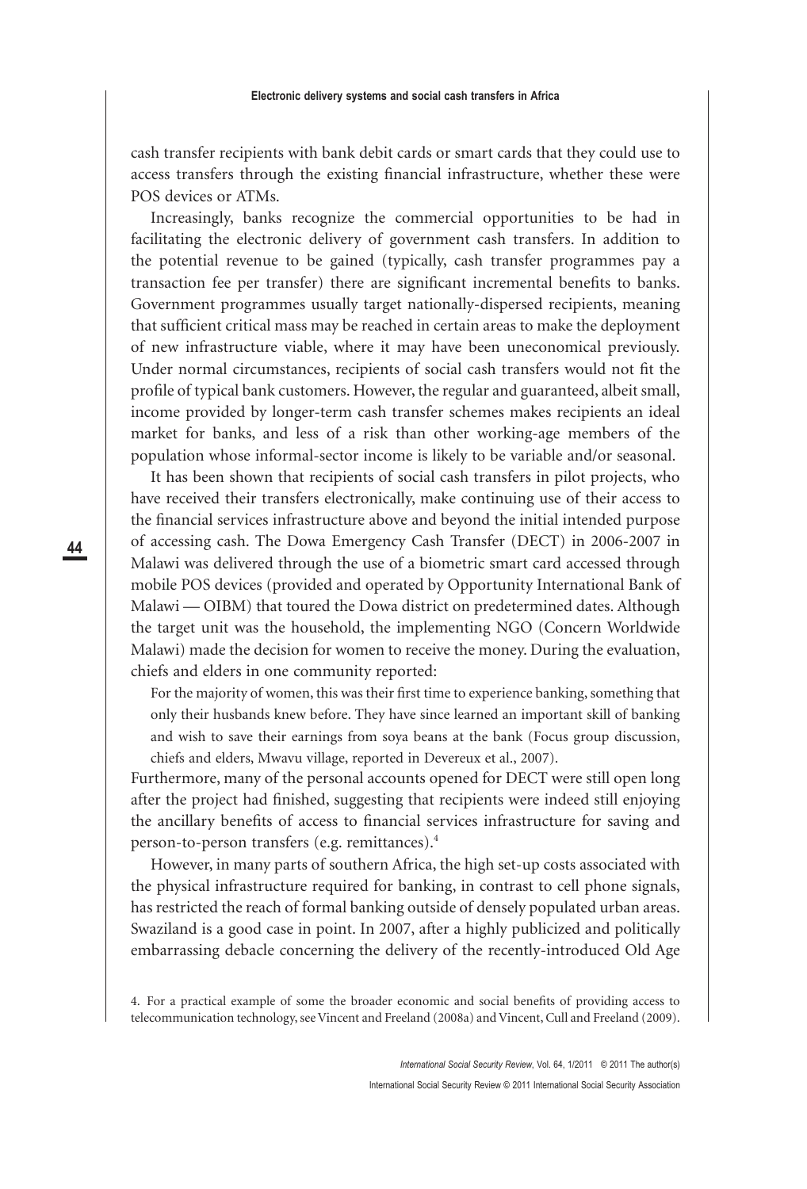cash transfer recipients with bank debit cards or smart cards that they could use to access transfers through the existing financial infrastructure, whether these were POS devices or ATMs.

Increasingly, banks recognize the commercial opportunities to be had in facilitating the electronic delivery of government cash transfers. In addition to the potential revenue to be gained (typically, cash transfer programmes pay a transaction fee per transfer) there are significant incremental benefits to banks. Government programmes usually target nationally-dispersed recipients, meaning that sufficient critical mass may be reached in certain areas to make the deployment of new infrastructure viable, where it may have been uneconomical previously. Under normal circumstances, recipients of social cash transfers would not fit the profile of typical bank customers. However, the regular and guaranteed, albeit small, income provided by longer-term cash transfer schemes makes recipients an ideal market for banks, and less of a risk than other working-age members of the population whose informal-sector income is likely to be variable and/or seasonal.

It has been shown that recipients of social cash transfers in pilot projects, who have received their transfers electronically, make continuing use of their access to the financial services infrastructure above and beyond the initial intended purpose of accessing cash. The Dowa Emergency Cash Transfer (DECT) in 2006-2007 in Malawi was delivered through the use of a biometric smart card accessed through mobile POS devices (provided and operated by Opportunity International Bank of Malawi — OIBM) that toured the Dowa district on predetermined dates. Although the target unit was the household, the implementing NGO (Concern Worldwide Malawi) made the decision for women to receive the money. During the evaluation, chiefs and elders in one community reported:

> For the majority of women, this was their first time to experience banking, something that only their husbands knew before. They have since learned an important skill of banking and wish to save their earnings from soya beans at the bank (Focus group discussion, chiefs and elders, Mwavu village, reported in Devereux et al., 2007).

Furthermore, many of the personal accounts opened for DECT were still open long after the project had finished, suggesting that recipients were indeed still enjoying the ancillary benefits of access to financial services infrastructure for saving and person-to-person transfers (e.g. remittances).[4]

However, in many parts of southern Africa, the high set-up costs associated with the physical infrastructure required for banking, in contrast to cell phone signals, has restricted the reach of formal banking outside of densely populated urban areas. Swaziland is a good case in point. In 2007, after a highly publicized and politically embarrassing debacle concerning the delivery of the recently-introduced Old Age

4. For a practical example of some the broader economic and social benefits of providing access to telecommunication technology, see Vincent and Freeland (2008a) and Vincent, Cull and Freeland (2009).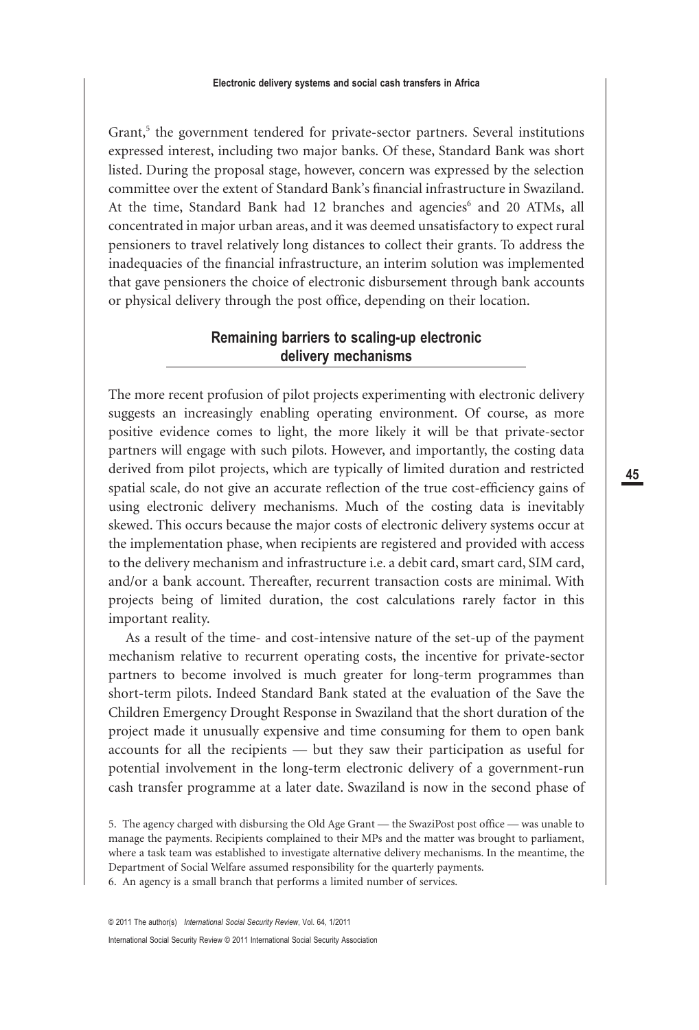Grant,[5] the government tendered for private-sector partners. Several institutions expressed interest, including two major banks. Of these, Standard Bank was short listed. During the proposal stage, however, concern was expressed by the selection committee over the extent of Standard Bank's financial infrastructure in Swaziland. At the time, Standard Bank had 12 branches and agencies[6] and 20 ATMs, all concentrated in major urban areas, and it was deemed unsatisfactory to expect rural pensioners to travel relatively long distances to collect their grants. To address the inadequacies of the financial infrastructure, an interim solution was implemented that gave pensioners the choice of electronic disbursement through bank accounts or physical delivery through the post office, depending on their location.

## Remaining barriers to scaling-up electronic delivery mechanisms

The more recent profusion of pilot projects experimenting with electronic delivery suggests an increasingly enabling operating environment. Of course, as more positive evidence comes to light, the more likely it will be that private-sector partners will engage with such pilots. However, and importantly, the costing data derived from pilot projects, which are typically of limited duration and restricted spatial scale, do not give an accurate reflection of the true cost-efficiency gains of using electronic delivery mechanisms. Much of the costing data is inevitably skewed. This occurs because the major costs of electronic delivery systems occur at the implementation phase, when recipients are registered and provided with access to the delivery mechanism and infrastructure i.e. a debit card, smart card, SIM card, and/or a bank account. Thereafter, recurrent transaction costs are minimal. With projects being of limited duration, the cost calculations rarely factor in this important reality.

As a result of the time- and cost-intensive nature of the set-up of the payment mechanism relative to recurrent operating costs, the incentive for private-sector partners to become involved is much greater for long-term programmes than short-term pilots. Indeed Standard Bank stated at the evaluation of the Save the Children Emergency Drought Response in Swaziland that the short duration of the project made it unusually expensive and time consuming for them to open bank accounts for all the recipients — but they saw their participation as useful for potential involvement in the long-term electronic delivery of a government-run cash transfer programme at a later date. Swaziland is now in the second phase of

5. The agency charged with disbursing the Old Age Grant — the SwaziPost post office — was unable to manage the payments. Recipients complained to their MPs and the matter was brought to parliament, where a task team was established to investigate alternative delivery mechanisms. In the meantime, the Department of Social Welfare assumed responsibility for the quarterly payments.

6. An agency is a small branch that performs a limited number of services.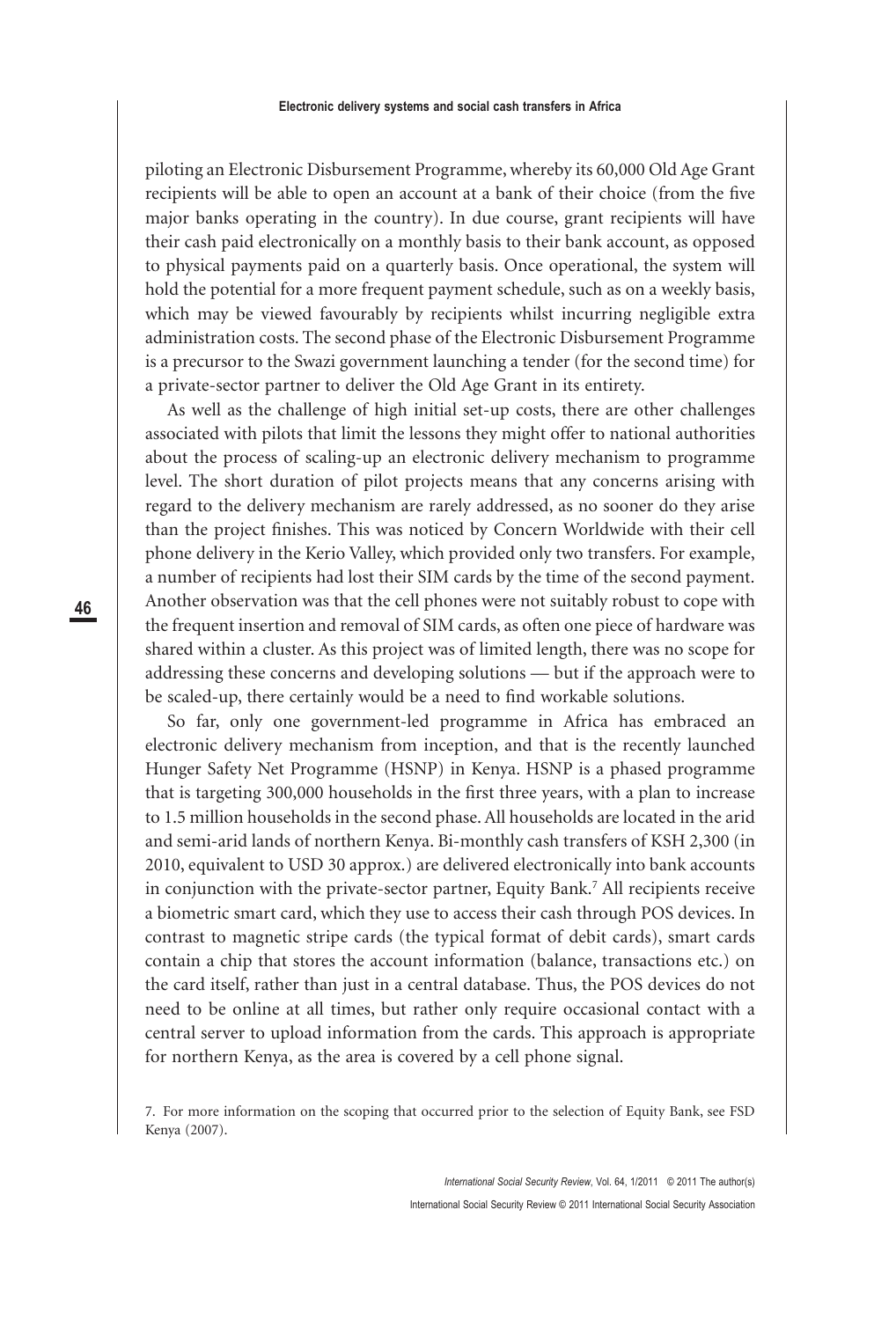piloting an Electronic Disbursement Programme, whereby its 60,000 Old Age Grant recipients will be able to open an account at a bank of their choice (from the five major banks operating in the country). In due course, grant recipients will have their cash paid electronically on a monthly basis to their bank account, as opposed to physical payments paid on a quarterly basis. Once operational, the system will hold the potential for a more frequent payment schedule, such as on a weekly basis, which may be viewed favourably by recipients whilst incurring negligible extra administration costs. The second phase of the Electronic Disbursement Programme is a precursor to the Swazi government launching a tender (for the second time) for a private-sector partner to deliver the Old Age Grant in its entirety.

As well as the challenge of high initial set-up costs, there are other challenges associated with pilots that limit the lessons they might offer to national authorities about the process of scaling-up an electronic delivery mechanism to programme level. The short duration of pilot projects means that any concerns arising with regard to the delivery mechanism are rarely addressed, as no sooner do they arise than the project finishes. This was noticed by Concern Worldwide with their cell phone delivery in the Kerio Valley, which provided only two transfers. For example, a number of recipients had lost their SIM cards by the time of the second payment. Another observation was that the cell phones were not suitably robust to cope with the frequent insertion and removal of SIM cards, as often one piece of hardware was shared within a cluster. As this project was of limited length, there was no scope for addressing these concerns and developing solutions — but if the approach were to be scaled-up, there certainly would be a need to find workable solutions.

So far, only one government-led programme in Africa has embraced an electronic delivery mechanism from inception, and that is the recently launched Hunger Safety Net Programme (HSNP) in Kenya. HSNP is a phased programme that is targeting 300,000 households in the first three years, with a plan to increase to 1.5 million households in the second phase. All households are located in the arid and semi-arid lands of northern Kenya. Bi-monthly cash transfers of KSH 2,300 (in 2010, equivalent to USD 30 approx.) are delivered electronically into bank accounts in conjunction with the private-sector partner, Equity Bank.[7] All recipients receive a biometric smart card, which they use to access their cash through POS devices. In contrast to magnetic stripe cards (the typical format of debit cards), smart cards contain a chip that stores the account information (balance, transactions etc.) on the card itself, rather than just in a central database. Thus, the POS devices do not need to be online at all times, but rather only require occasional contact with a central server to upload information from the cards. This approach is appropriate for northern Kenya, as the area is covered by a cell phone signal.

7. For more information on the scoping that occurred prior to the selection of Equity Bank, see FSD Kenya (2007).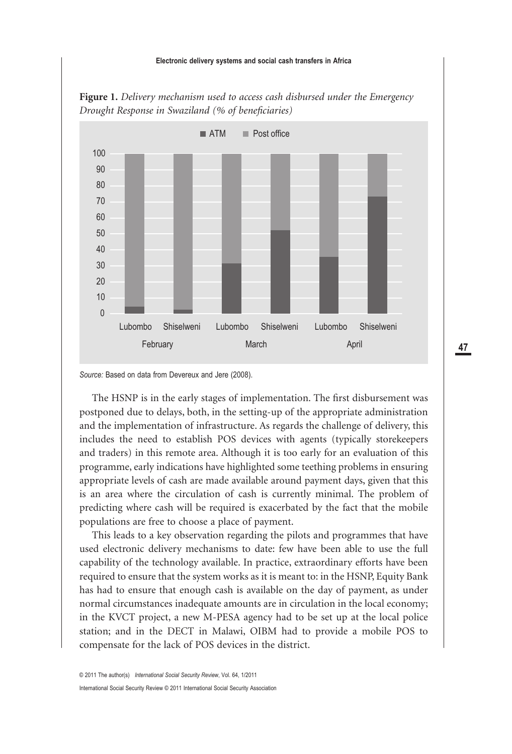**Figure 1.** *Delivery mechanism used to access cash disbursed under the Emergency Drought Response in Swaziland (% of beneficiaries)*

*Source:* Based on data from Devereux and Jere (2008).

The HSNP is in the early stages of implementation. The first disbursement was postponed due to delays, both, in the setting-up of the appropriate administration and the implementation of infrastructure. As regards the challenge of delivery, this includes the need to establish POS devices with agents (typically storekeepers and traders) in this remote area. Although it is too early for an evaluation of this programme, early indications have highlighted some teething problems in ensuring appropriate levels of cash are made available around payment days, given that this is an area where the circulation of cash is currently minimal. The problem of predicting where cash will be required is exacerbated by the fact that the mobile populations are free to choose a place of payment.

This leads to a key observation regarding the pilots and programmes that have used electronic delivery mechanisms to date: few have been able to use the full capability of the technology available. In practice, extraordinary efforts have been required to ensure that the system works as it is meant to: in the HSNP, Equity Bank has had to ensure that enough cash is available on the day of payment, as under normal circumstances inadequate amounts are in circulation in the local economy; in the KVCT project, a new M-PESA agency had to be set up at the local police station; and in the DECT in Malawi, OIBM had to provide a mobile POS to compensate for the lack of POS devices in the district.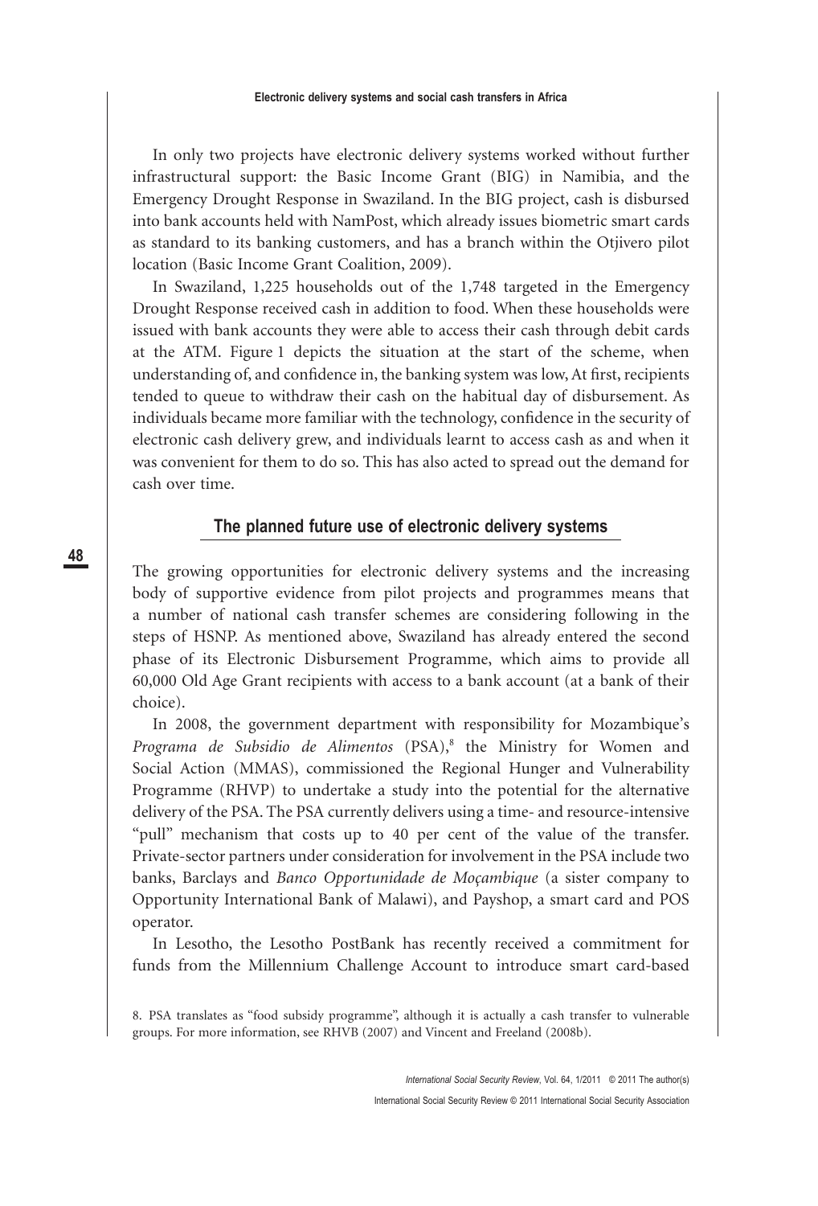In only two projects have electronic delivery systems worked without further infrastructural support: the Basic Income Grant (BIG) in Namibia, and the Emergency Drought Response in Swaziland. In the BIG project, cash is disbursed into bank accounts held with NamPost, which already issues biometric smart cards as standard to its banking customers, and has a branch within the Otjivero pilot location (Basic Income Grant Coalition, 2009).

In Swaziland, 1,225 households out of the 1,748 targeted in the Emergency Drought Response received cash in addition to food. When these households were issued with bank accounts they were able to access their cash through debit cards at the ATM. Figure 1 depicts the situation at the start of the scheme, when understanding of, and confidence in, the banking system was low, At first, recipients tended to queue to withdraw their cash on the habitual day of disbursement. As individuals became more familiar with the technology, confidence in the security of electronic cash delivery grew, and individuals learnt to access cash as and when it was convenient for them to do so. This has also acted to spread out the demand for cash over time.

## The planned future use of electronic delivery systems

The growing opportunities for electronic delivery systems and the increasing body of supportive evidence from pilot projects and programmes means that a number of national cash transfer schemes are considering following in the steps of HSNP. As mentioned above, Swaziland has already entered the second phase of its Electronic Disbursement Programme, which aims to provide all 60,000 Old Age Grant recipients with access to a bank account (at a bank of their choice).

In 2008, the government department with responsibility for Mozambique's *Programa de Subsidio de Alimentos* (PSA),[8] the Ministry for Women and Social Action (MMAS), commissioned the Regional Hunger and Vulnerability Programme (RHVP) to undertake a study into the potential for the alternative delivery of the PSA. The PSA currently delivers using a time- and resource-intensive "pull" mechanism that costs up to 40 per cent of the value of the transfer. Private-sector partners under consideration for involvement in the PSA include two banks, Barclays and *Banco Opportunidade de Moçambique* (a sister company to Opportunity International Bank of Malawi), and Payshop, a smart card and POS operator.

In Lesotho, the Lesotho PostBank has recently received a commitment for funds from the Millennium Challenge Account to introduce smart card-based

8. PSA translates as "food subsidy programme", although it is actually a cash transfer to vulnerable groups. For more information, see RHVB (2007) and Vincent and Freeland (2008b).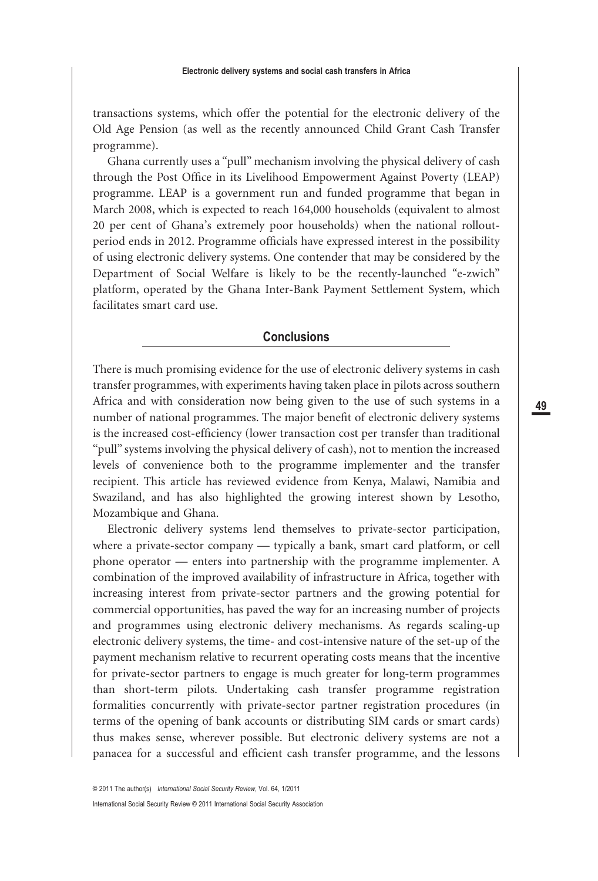transactions systems, which offer the potential for the electronic delivery of the Old Age Pension (as well as the recently announced Child Grant Cash Transfer programme).

Ghana currently uses a "pull" mechanism involving the physical delivery of cash through the Post Office in its Livelihood Empowerment Against Poverty (LEAP) programme. LEAP is a government run and funded programme that began in March 2008, which is expected to reach 164,000 households (equivalent to almost 20 per cent of Ghana's extremely poor households) when the national rollout-period ends in 2012. Programme officials have expressed interest in the possibility of using electronic delivery systems. One contender that may be considered by the Department of Social Welfare is likely to be the recently-launched "e-zwich" platform, operated by the Ghana Inter-Bank Payment Settlement System, which facilitates smart card use.

## Conclusions

There is much promising evidence for the use of electronic delivery systems in cash transfer programmes, with experiments having taken place in pilots across southern Africa and with consideration now being given to the use of such systems in a number of national programmes. The major benefit of electronic delivery systems is the increased cost-efficiency (lower transaction cost per transfer than traditional "pull" systems involving the physical delivery of cash), not to mention the increased levels of convenience both to the programme implementer and the transfer recipient. This article has reviewed evidence from Kenya, Malawi, Namibia and Swaziland, and has also highlighted the growing interest shown by Lesotho, Mozambique and Ghana.

Electronic delivery systems lend themselves to private-sector participation, where a private-sector company — typically a bank, smart card platform, or cell phone operator — enters into partnership with the programme implementer. A combination of the improved availability of infrastructure in Africa, together with increasing interest from private-sector partners and the growing potential for commercial opportunities, has paved the way for an increasing number of projects and programmes using electronic delivery mechanisms. As regards scaling-up electronic delivery systems, the time- and cost-intensive nature of the set-up of the payment mechanism relative to recurrent operating costs means that the incentive for private-sector partners to engage is much greater for long-term programmes than short-term pilots. Undertaking cash transfer programme registration formalities concurrently with private-sector partner registration procedures (in terms of the opening of bank accounts or distributing SIM cards or smart cards) thus makes sense, wherever possible. But electronic delivery systems are not a panacea for a successful and efficient cash transfer programme, and the lessons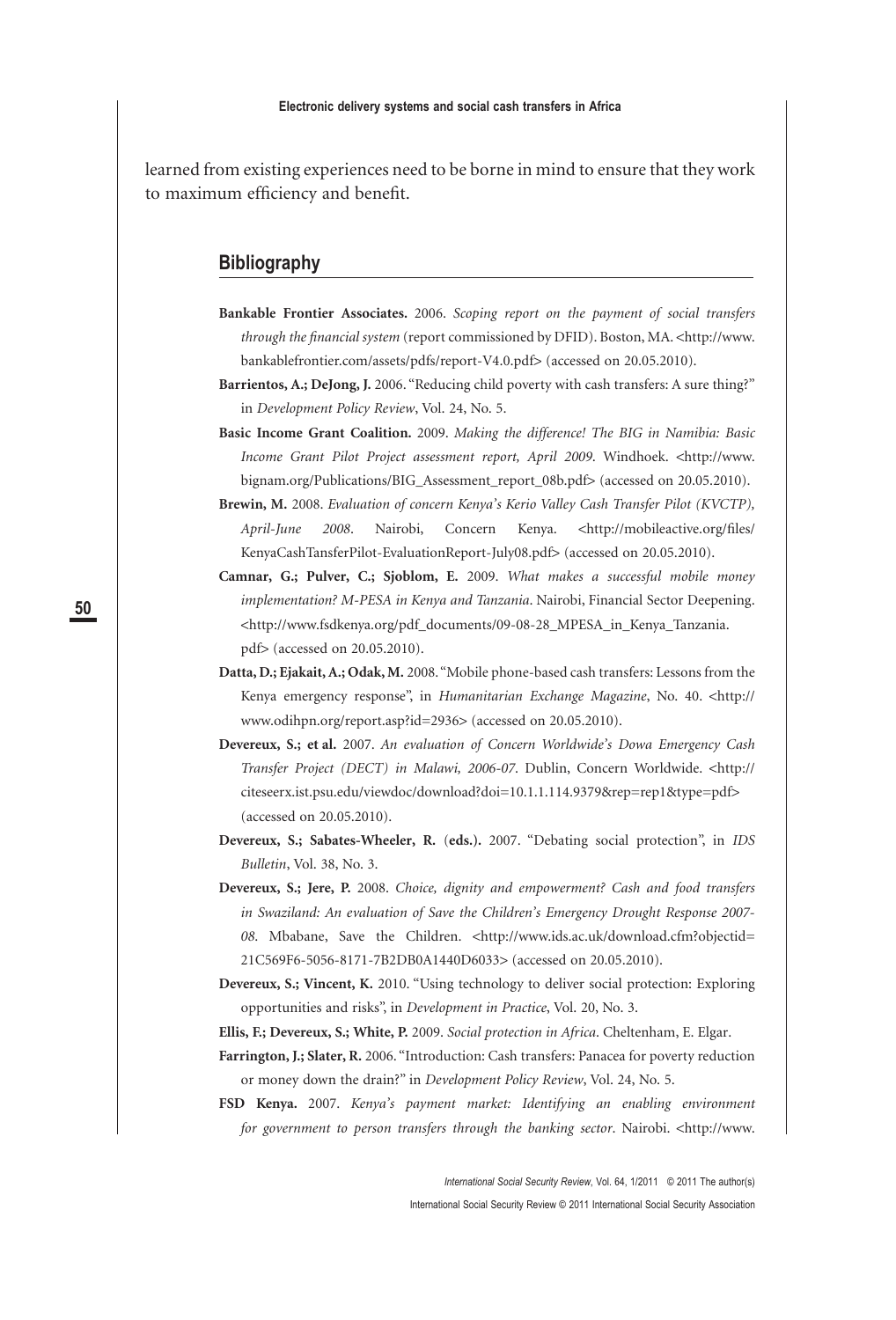learned from existing experiences need to be borne in mind to ensure that they work to maximum efficiency and benefit.

## Bibliography

**Bankable Frontier Associates.** 2006. *Scoping report on the payment of social transfers through the financial system* (report commissioned by DFID). Boston, MA. <http://www.bankablefrontier.com/assets/pdfs/report-V4.0.pdf> (accessed on 20.05.2010).

**Barrientos, A.; DeJong, J.** 2006. "Reducing child poverty with cash transfers: A sure thing?" in *Development Policy Review*, Vol. 24, No. 5.

**Basic Income Grant Coalition.** 2009. *Making the difference! The BIG in Namibia: Basic Income Grant Pilot Project assessment report, April 2009*. Windhoek. <http://www.bignam.org/Publications/BIG_Assessment_report_08b.pdf> (accessed on 20.05.2010).

**Brewin, M.** 2008. *Evaluation of concern Kenya's Kerio Valley Cash Transfer Pilot (KVCTP), April-June 2008*. Nairobi, Concern Kenya. <http://mobileactive.org/files/KenyaCashTansferPilot-EvaluationReport-July08.pdf> (accessed on 20.05.2010).

**Camnar, G.; Pulver, C.; Sjoblom, E.** 2009. *What makes a successful mobile money implementation? M-PESA in Kenya and Tanzania*. Nairobi, Financial Sector Deepening. <http://www.fsdkenya.org/pdf_documents/09-08-28_MPESA_in_Kenya_Tanzania.pdf> (accessed on 20.05.2010).

**Datta, D.; Ejakait, A.; Odak, M.** 2008. "Mobile phone-based cash transfers: Lessons from the Kenya emergency response", in *Humanitarian Exchange Magazine*, No. 40. <http://www.odihpn.org/report.asp?id=2936> (accessed on 20.05.2010).

**Devereux, S.; et al.** 2007. *An evaluation of Concern Worldwide's Dowa Emergency Cash Transfer Project (DECT) in Malawi, 2006-07*. Dublin, Concern Worldwide. <http://citeseerx.ist.psu.edu/viewdoc/download?doi=10.1.1.114.9379&rep=rep1&type=pdf> (accessed on 20.05.2010).

**Devereux, S.; Sabates-Wheeler, R.** (**eds.**). 2007. "Debating social protection", in *IDS Bulletin*, Vol. 38, No. 3.

**Devereux, S.; Jere, P.** 2008. *Choice, dignity and empowerment? Cash and food transfers in Swaziland: An evaluation of Save the Children's Emergency Drought Response 2007-08*. Mbabane, Save the Children. <http://www.ids.ac.uk/download.cfm?objectid=21C569F6-5056-8171-7B2DB0A1440D6033> (accessed on 20.05.2010).

**Devereux, S.; Vincent, K.** 2010. "Using technology to deliver social protection: Exploring opportunities and risks", in *Development in Practice*, Vol. 20, No. 3.

**Ellis, F.; Devereux, S.; White, P.** 2009. *Social protection in Africa*. Cheltenham, E. Elgar.

**Farrington, J.; Slater, R.** 2006. "Introduction: Cash transfers: Panacea for poverty reduction or money down the drain?" in *Development Policy Review*, Vol. 24, No. 5.

**FSD Kenya.** 2007. *Kenya's payment market: Identifying an enabling environment for government to person transfers through the banking sector*. Nairobi. <http://www.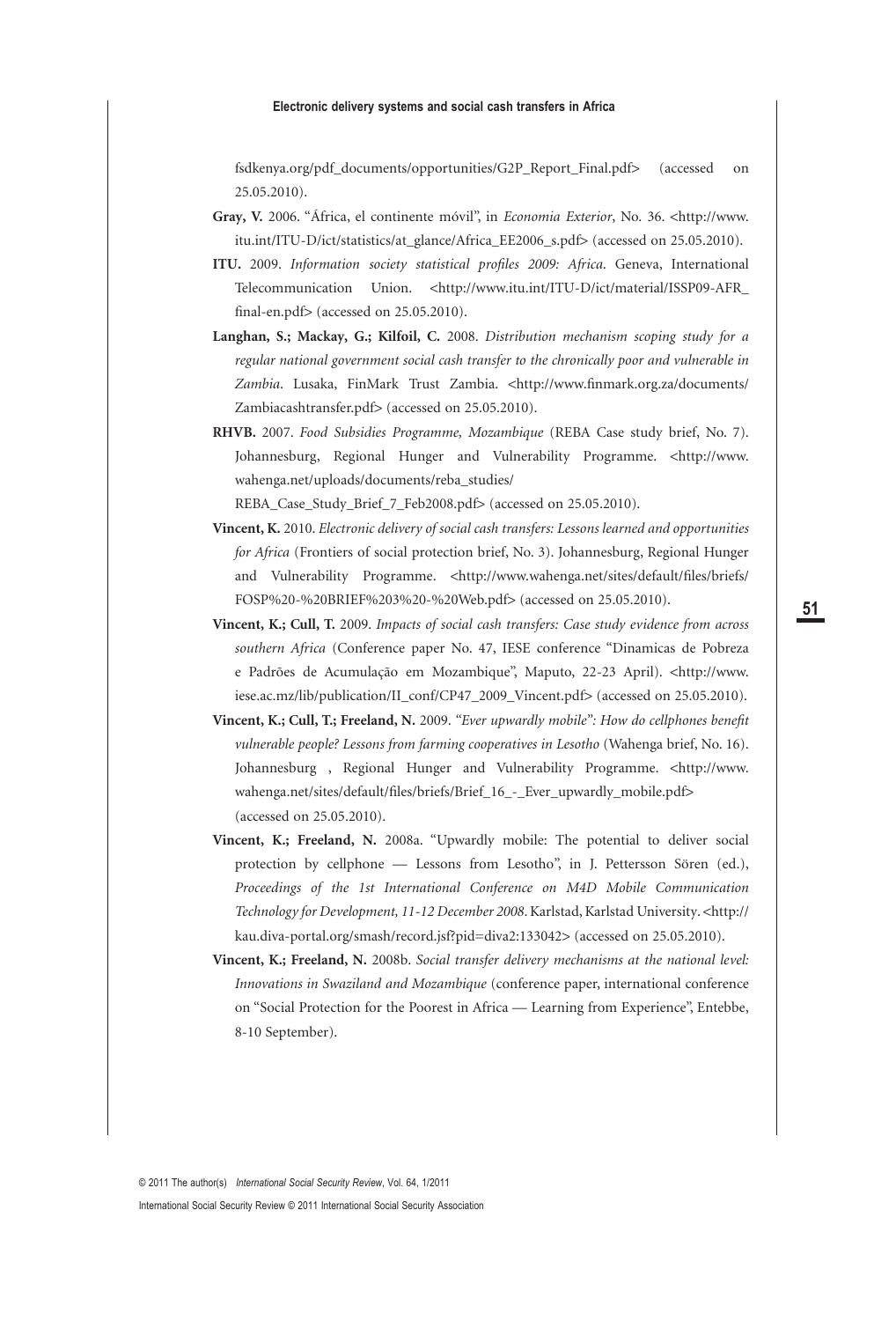fsdkenya.org/pdf_documents/opportunities/G2P_Report_Final.pdf> (accessed on 25.05.2010).

**Gray, V.** 2006. "África, el continente móvil", in *Economia Exterior*, No. 36. <http://www.itu.int/ITU-D/ict/statistics/at_glance/Africa_EE2006_s.pdf> (accessed on 25.05.2010).

**ITU.** 2009. *Information society statistical profiles 2009: Africa*. Geneva, International Telecommunication Union. <http://www.itu.int/ITU-D/ict/material/ISSP09-AFR_final-en.pdf> (accessed on 25.05.2010).

**Langhan, S.; Mackay, G.; Kilfoil, C.** 2008. *Distribution mechanism scoping study for a regular national government social cash transfer to the chronically poor and vulnerable in Zambia*. Lusaka, FinMark Trust Zambia. <http://www.finmark.org.za/documents/Zambiacashtransfer.pdf> (accessed on 25.05.2010).

**RHVB.** 2007. *Food Subsidies Programme, Mozambique* (REBA Case study brief, No. 7). Johannesburg, Regional Hunger and Vulnerability Programme. <http://www.wahenga.net/uploads/documents/reba_studies/REBA_Case_Study_Brief_7_Feb2008.pdf> (accessed on 25.05.2010).

**Vincent, K.** 2010. *Electronic delivery of social cash transfers: Lessons learned and opportunities for Africa* (Frontiers of social protection brief, No. 3). Johannesburg, Regional Hunger and Vulnerability Programme. <http://www.wahenga.net/sites/default/files/briefs/FOSP%20-%20BRIEF%203%20-%20Web.pdf> (accessed on 25.05.2010).

**Vincent, K.; Cull, T.** 2009. *Impacts of social cash transfers: Case study evidence from across southern Africa* (Conference paper No. 47, IESE conference "Dinamicas de Pobreza e Padrões de Acumulação em Mozambique", Maputo, 22-23 April). <http://www.iese.ac.mz/lib/publication/II_conf/CP47_2009_Vincent.pdf> (accessed on 25.05.2010).

**Vincent, K.; Cull, T.; Freeland, N.** 2009. "*Ever upwardly mobile": How do cellphones benefit vulnerable people? Lessons from farming cooperatives in Lesotho* (Wahenga brief, No. 16). Johannesburg , Regional Hunger and Vulnerability Programme. <http://www.wahenga.net/sites/default/files/briefs/Brief_16_-_Ever_upwardly_mobile.pdf> (accessed on 25.05.2010).

**Vincent, K.; Freeland, N.** 2008a. "Upwardly mobile: The potential to deliver social protection by cellphone — Lessons from Lesotho", in J. Pettersson Sören (ed.), *Proceedings of the 1st International Conference on M4D Mobile Communication Technology for Development, 11-12 December 2008*. Karlstad, Karlstad University. <http://kau.diva-portal.org/smash/record.jsf?pid=diva2:133042> (accessed on 25.05.2010).

**Vincent, K.; Freeland, N.** 2008b. *Social transfer delivery mechanisms at the national level: Innovations in Swaziland and Mozambique* (conference paper, international conference on "Social Protection for the Poorest in Africa — Learning from Experience", Entebbe, 8-10 September).